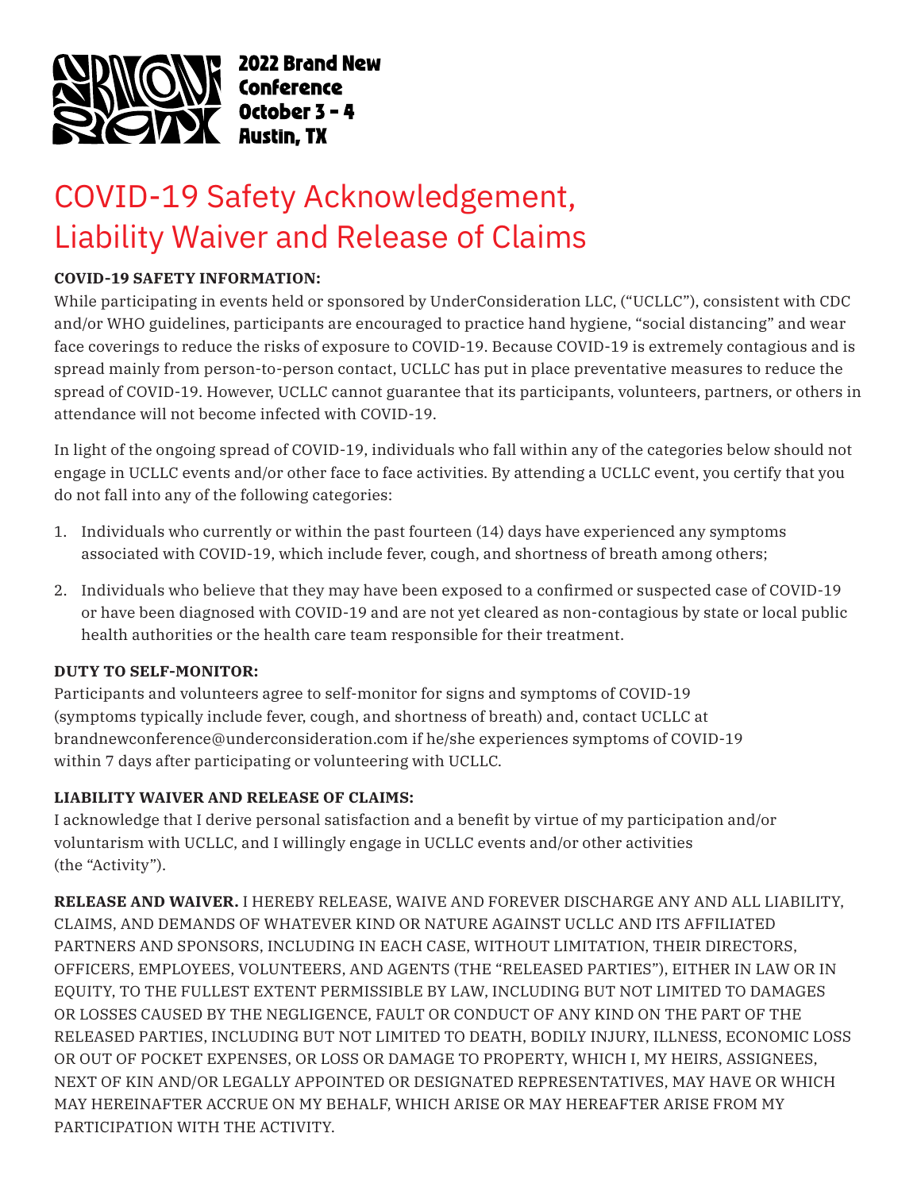**2022 Brand New Conference**
**October 3 – 4**
**Austin, TX**

# COVID-19 Safety Acknowledgement, Liability Waiver and Release of Claims

**COVID-19 SAFETY INFORMATION:**
While participating in events held or sponsored by UnderConsideration LLC, ("UCLLC"), consistent with CDC and/or WHO guidelines, participants are encouraged to practice hand hygiene, "social distancing" and wear face coverings to reduce the risks of exposure to COVID-19. Because COVID-19 is extremely contagious and is spread mainly from person-to-person contact, UCLLC has put in place preventative measures to reduce the spread of COVID-19. However, UCLLC cannot guarantee that its participants, volunteers, partners, or others in attendance will not become infected with COVID-19.

In light of the ongoing spread of COVID-19, individuals who fall within any of the categories below should not engage in UCLLC events and/or other face to face activities. By attending a UCLLC event, you certify that you do not fall into any of the following categories:

1. Individuals who currently or within the past fourteen (14) days have experienced any symptoms associated with COVID-19, which include fever, cough, and shortness of breath among others;
2. Individuals who believe that they may have been exposed to a confirmed or suspected case of COVID-19 or have been diagnosed with COVID-19 and are not yet cleared as non-contagious by state or local public health authorities or the health care team responsible for their treatment.

**DUTY TO SELF-MONITOR:**
Participants and volunteers agree to self-monitor for signs and symptoms of COVID-19 (symptoms typically include fever, cough, and shortness of breath) and, contact UCLLC at brandnewconference@underconsideration.com if he/she experiences symptoms of COVID-19 within 7 days after participating or volunteering with UCLLC.

**LIABILITY WAIVER AND RELEASE OF CLAIMS:**
I acknowledge that I derive personal satisfaction and a benefit by virtue of my participation and/or voluntarism with UCLLC, and I willingly engage in UCLLC events and/or other activities (the "Activity").

**RELEASE AND WAIVER.** I HEREBY RELEASE, WAIVE AND FOREVER DISCHARGE ANY AND ALL LIABILITY, CLAIMS, AND DEMANDS OF WHATEVER KIND OR NATURE AGAINST UCLLC AND ITS AFFILIATED PARTNERS AND SPONSORS, INCLUDING IN EACH CASE, WITHOUT LIMITATION, THEIR DIRECTORS, OFFICERS, EMPLOYEES, VOLUNTEERS, AND AGENTS (THE "RELEASED PARTIES"), EITHER IN LAW OR IN EQUITY, TO THE FULLEST EXTENT PERMISSIBLE BY LAW, INCLUDING BUT NOT LIMITED TO DAMAGES OR LOSSES CAUSED BY THE NEGLIGENCE, FAULT OR CONDUCT OF ANY KIND ON THE PART OF THE RELEASED PARTIES, INCLUDING BUT NOT LIMITED TO DEATH, BODILY INJURY, ILLNESS, ECONOMIC LOSS OR OUT OF POCKET EXPENSES, OR LOSS OR DAMAGE TO PROPERTY, WHICH I, MY HEIRS, ASSIGNEES, NEXT OF KIN AND/OR LEGALLY APPOINTED OR DESIGNATED REPRESENTATIVES, MAY HAVE OR WHICH MAY HEREINAFTER ACCRUE ON MY BEHALF, WHICH ARISE OR MAY HEREAFTER ARISE FROM MY PARTICIPATION WITH THE ACTIVITY.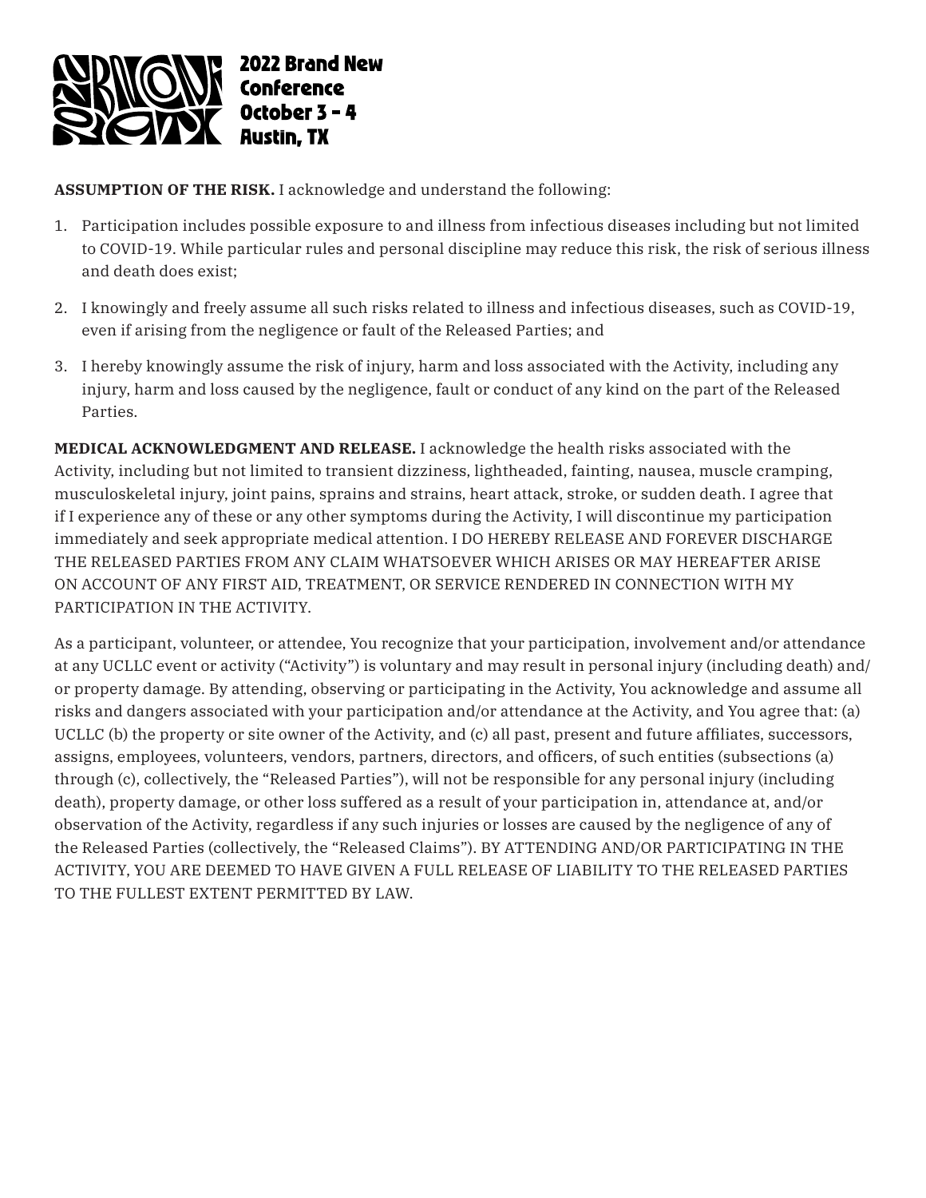2022 Brand New Conference
October 3 – 4
Austin, TX

**ASSUMPTION OF THE RISK.** I acknowledge and understand the following:

1. Participation includes possible exposure to and illness from infectious diseases including but not limited to COVID-19. While particular rules and personal discipline may reduce this risk, the risk of serious illness and death does exist;
2. I knowingly and freely assume all such risks related to illness and infectious diseases, such as COVID-19, even if arising from the negligence or fault of the Released Parties; and
3. I hereby knowingly assume the risk of injury, harm and loss associated with the Activity, including any injury, harm and loss caused by the negligence, fault or conduct of any kind on the part of the Released Parties.

**MEDICAL ACKNOWLEDGMENT AND RELEASE.** I acknowledge the health risks associated with the Activity, including but not limited to transient dizziness, lightheaded, fainting, nausea, muscle cramping, musculoskeletal injury, joint pains, sprains and strains, heart attack, stroke, or sudden death. I agree that if I experience any of these or any other symptoms during the Activity, I will discontinue my participation immediately and seek appropriate medical attention. I DO HEREBY RELEASE AND FOREVER DISCHARGE THE RELEASED PARTIES FROM ANY CLAIM WHATSOEVER WHICH ARISES OR MAY HEREAFTER ARISE ON ACCOUNT OF ANY FIRST AID, TREATMENT, OR SERVICE RENDERED IN CONNECTION WITH MY PARTICIPATION IN THE ACTIVITY.

As a participant, volunteer, or attendee, You recognize that your participation, involvement and/or attendance at any UCLLC event or activity ("Activity") is voluntary and may result in personal injury (including death) and/or property damage. By attending, observing or participating in the Activity, You acknowledge and assume all risks and dangers associated with your participation and/or attendance at the Activity, and You agree that: (a) UCLLC (b) the property or site owner of the Activity, and (c) all past, present and future affiliates, successors, assigns, employees, volunteers, vendors, partners, directors, and officers, of such entities (subsections (a) through (c), collectively, the "Released Parties"), will not be responsible for any personal injury (including death), property damage, or other loss suffered as a result of your participation in, attendance at, and/or observation of the Activity, regardless if any such injuries or losses are caused by the negligence of any of the Released Parties (collectively, the "Released Claims"). BY ATTENDING AND/OR PARTICIPATING IN THE ACTIVITY, YOU ARE DEEMED TO HAVE GIVEN A FULL RELEASE OF LIABILITY TO THE RELEASED PARTIES TO THE FULLEST EXTENT PERMITTED BY LAW.